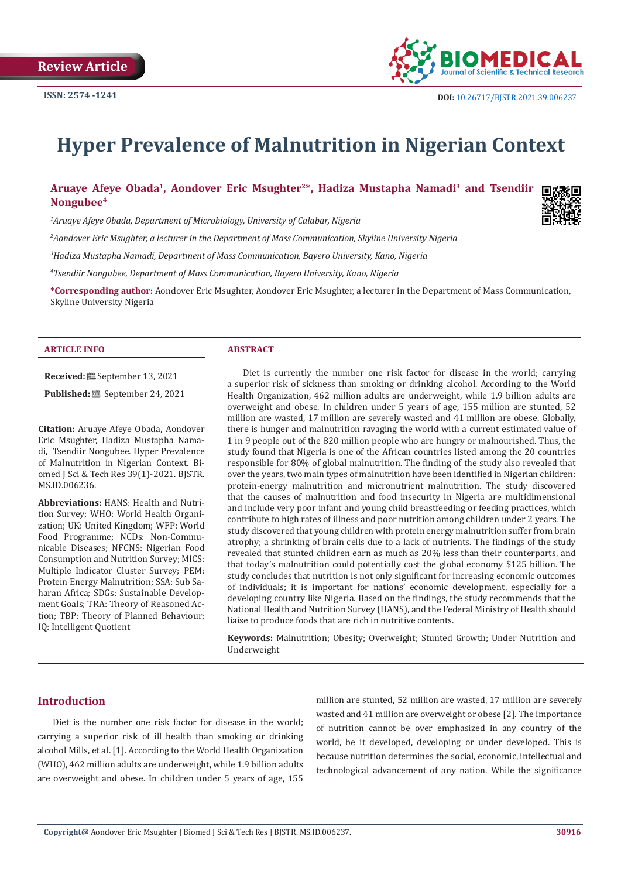Review Article

ISSN: 2574 -1241

DOI: 10.26717/BJSTR.2021.39.006237

# Hyper Prevalence of Malnutrition in Nigerian Context

**Aruaye Afeye Obada[1], Aondover Eric Msughter[2]*, Hadiza Mustapha Namadi[3] and Tsendiir Nongubee[4]**

*[1]Aruaye Afeye Obada, Department of Microbiology, University of Calabar, Nigeria*

*[2]Aondover Eric Msughter, a lecturer in the Department of Mass Communication, Skyline University Nigeria*

*[3]Hadiza Mustapha Namadi, Department of Mass Communication, Bayero University, Kano, Nigeria*

*[4]Tsendiir Nongubee, Department of Mass Communication, Bayero University, Kano, Nigeria*

**\*Corresponding author:** Aondover Eric Msughter, Aondover Eric Msughter, a lecturer in the Department of Mass Communication, Skyline University Nigeria

## ARTICLE INFO

**Received:** September 13, 2021

**Published:** September 24, 2021

**Citation:** Aruaye Afeye Obada, Aondover Eric Msughter, Hadiza Mustapha Namadi, Tsendiir Nongubee. Hyper Prevalence of Malnutrition in Nigerian Context. Biomed J Sci & Tech Res 39(1)-2021. BJSTR. MS.ID.006236.

**Abbreviations:** HANS: Health and Nutrition Survey; WHO: World Health Organization; UK: United Kingdom; WFP: World Food Programme; NCDs: Non-Communicable Diseases; NFCNS: Nigerian Food Consumption and Nutrition Survey; MICS: Multiple Indicator Cluster Survey; PEM: Protein Energy Malnutrition; SSA: Sub Saharan Africa; SDGs: Sustainable Development Goals; TRA: Theory of Reasoned Action; TBP: Theory of Planned Behaviour; IQ: Intelligent Quotient

## ABSTRACT

Diet is currently the number one risk factor for disease in the world; carrying a superior risk of sickness than smoking or drinking alcohol. According to the World Health Organization, 462 million adults are underweight, while 1.9 billion adults are overweight and obese. In children under 5 years of age, 155 million are stunted, 52 million are wasted, 17 million are severely wasted and 41 million are obese. Globally, there is hunger and malnutrition ravaging the world with a current estimated value of 1 in 9 people out of the 820 million people who are hungry or malnourished. Thus, the study found that Nigeria is one of the African countries listed among the 20 countries responsible for 80% of global malnutrition. The finding of the study also revealed that over the years, two main types of malnutrition have been identified in Nigerian children: protein-energy malnutrition and micronutrient malnutrition. The study discovered that the causes of malnutrition and food insecurity in Nigeria are multidimensional and include very poor infant and young child breastfeeding or feeding practices, which contribute to high rates of illness and poor nutrition among children under 2 years. The study discovered that young children with protein energy malnutrition suffer from brain atrophy; a shrinking of brain cells due to a lack of nutrients. The findings of the study revealed that stunted children earn as much as 20% less than their counterparts, and that today's malnutrition could potentially cost the global economy $125 billion. The study concludes that nutrition is not only significant for increasing economic outcomes of individuals; it is important for nations' economic development, especially for a developing country like Nigeria. Based on the findings, the study recommends that the National Health and Nutrition Survey (HANS), and the Federal Ministry of Health should liaise to produce foods that are rich in nutritive contents.

**Keywords:** Malnutrition; Obesity; Overweight; Stunted Growth; Under Nutrition and Underweight

## Introduction

Diet is the number one risk factor for disease in the world; carrying a superior risk of ill health than smoking or drinking alcohol Mills, et al. [1]. According to the World Health Organization (WHO), 462 million adults are underweight, while 1.9 billion adults are overweight and obese. In children under 5 years of age, 155 million are stunted, 52 million are wasted, 17 million are severely wasted and 41 million are overweight or obese [2]. The importance of nutrition cannot be over emphasized in any country of the world, be it developed, developing or under developed. This is because nutrition determines the social, economic, intellectual and technological advancement of any nation. While the significance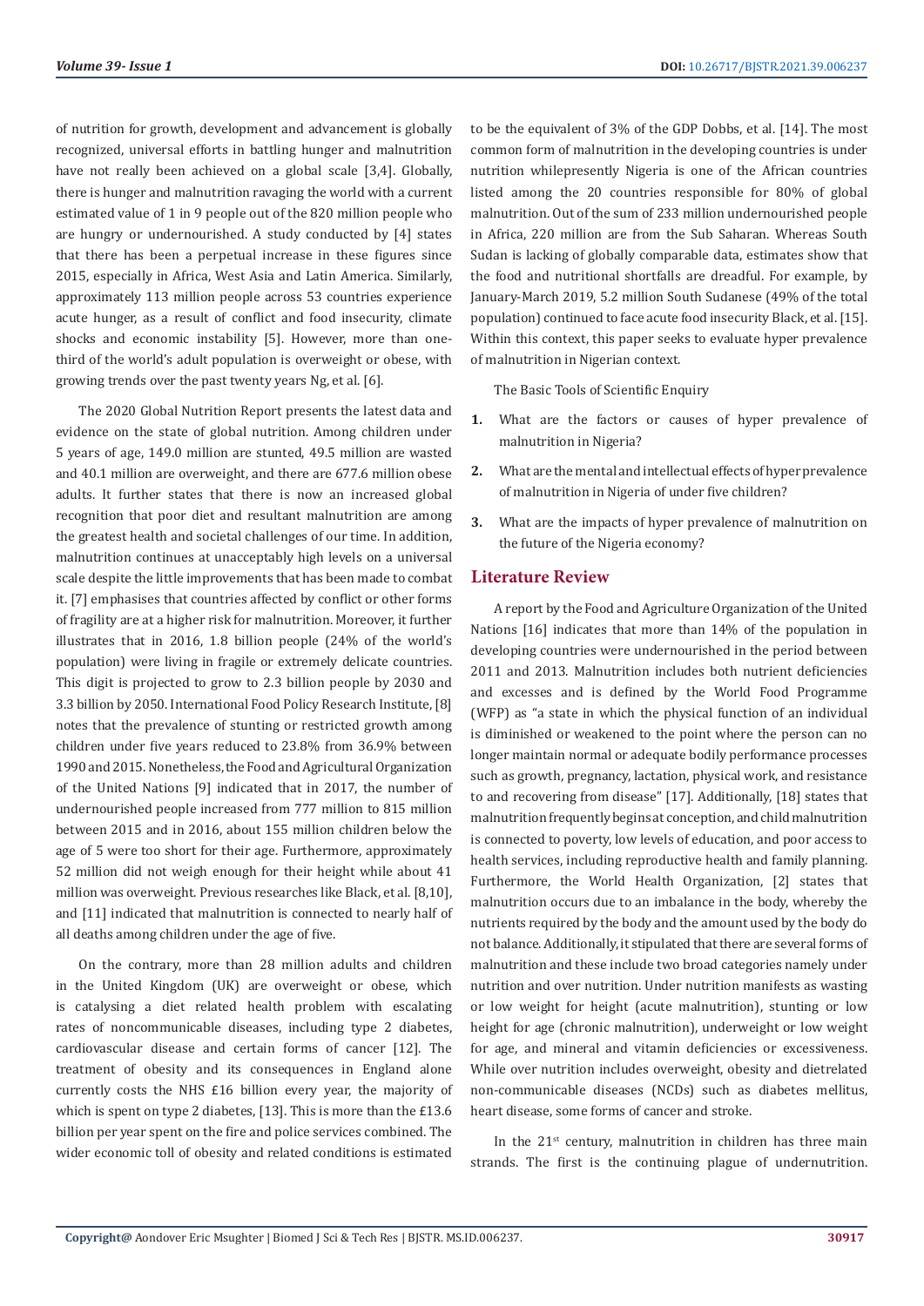of nutrition for growth, development and advancement is globally recognized, universal efforts in battling hunger and malnutrition have not really been achieved on a global scale [3,4]. Globally, there is hunger and malnutrition ravaging the world with a current estimated value of 1 in 9 people out of the 820 million people who are hungry or undernourished. A study conducted by [4] states that there has been a perpetual increase in these figures since 2015, especially in Africa, West Asia and Latin America. Similarly, approximately 113 million people across 53 countries experience acute hunger, as a result of conflict and food insecurity, climate shocks and economic instability [5]. However, more than one-third of the world's adult population is overweight or obese, with growing trends over the past twenty years Ng, et al. [6].

The 2020 Global Nutrition Report presents the latest data and evidence on the state of global nutrition. Among children under 5 years of age, 149.0 million are stunted, 49.5 million are wasted and 40.1 million are overweight, and there are 677.6 million obese adults. It further states that there is now an increased global recognition that poor diet and resultant malnutrition are among the greatest health and societal challenges of our time. In addition, malnutrition continues at unacceptably high levels on a universal scale despite the little improvements that has been made to combat it. [7] emphasises that countries affected by conflict or other forms of fragility are at a higher risk for malnutrition. Moreover, it further illustrates that in 2016, 1.8 billion people (24% of the world's population) were living in fragile or extremely delicate countries. This digit is projected to grow to 2.3 billion people by 2030 and 3.3 billion by 2050. International Food Policy Research Institute, [8] notes that the prevalence of stunting or restricted growth among children under five years reduced to 23.8% from 36.9% between 1990 and 2015. Nonetheless, the Food and Agricultural Organization of the United Nations [9] indicated that in 2017, the number of undernourished people increased from 777 million to 815 million between 2015 and in 2016, about 155 million children below the age of 5 were too short for their age. Furthermore, approximately 52 million did not weigh enough for their height while about 41 million was overweight. Previous researches like Black, et al. [8,10], and [11] indicated that malnutrition is connected to nearly half of all deaths among children under the age of five.

On the contrary, more than 28 million adults and children in the United Kingdom (UK) are overweight or obese, which is catalysing a diet related health problem with escalating rates of noncommunicable diseases, including type 2 diabetes, cardiovascular disease and certain forms of cancer [12]. The treatment of obesity and its consequences in England alone currently costs the NHS £16 billion every year, the majority of which is spent on type 2 diabetes, [13]. This is more than the £13.6 billion per year spent on the fire and police services combined. The wider economic toll of obesity and related conditions is estimated to be the equivalent of 3% of the GDP Dobbs, et al. [14]. The most common form of malnutrition in the developing countries is under nutrition whilepresently Nigeria is one of the African countries listed among the 20 countries responsible for 80% of global malnutrition. Out of the sum of 233 million undernourished people in Africa, 220 million are from the Sub Saharan. Whereas South Sudan is lacking of globally comparable data, estimates show that the food and nutritional shortfalls are dreadful. For example, by January-March 2019, 5.2 million South Sudanese (49% of the total population) continued to face acute food insecurity Black, et al. [15]. Within this context, this paper seeks to evaluate hyper prevalence of malnutrition in Nigerian context.

The Basic Tools of Scientific Enquiry

1. What are the factors or causes of hyper prevalence of malnutrition in Nigeria?
2. What are the mental and intellectual effects of hyper prevalence of malnutrition in Nigeria of under five children?
3. What are the impacts of hyper prevalence of malnutrition on the future of the Nigeria economy?

## Literature Review

A report by the Food and Agriculture Organization of the United Nations [16] indicates that more than 14% of the population in developing countries were undernourished in the period between 2011 and 2013. Malnutrition includes both nutrient deficiencies and excesses and is defined by the World Food Programme (WFP) as "a state in which the physical function of an individual is diminished or weakened to the point where the person can no longer maintain normal or adequate bodily performance processes such as growth, pregnancy, lactation, physical work, and resistance to and recovering from disease" [17]. Additionally, [18] states that malnutrition frequently begins at conception, and child malnutrition is connected to poverty, low levels of education, and poor access to health services, including reproductive health and family planning. Furthermore, the World Health Organization, [2] states that malnutrition occurs due to an imbalance in the body, whereby the nutrients required by the body and the amount used by the body do not balance. Additionally, it stipulated that there are several forms of malnutrition and these include two broad categories namely under nutrition and over nutrition. Under nutrition manifests as wasting or low weight for height (acute malnutrition), stunting or low height for age (chronic malnutrition), underweight or low weight for age, and mineral and vitamin deficiencies or excessiveness. While over nutrition includes overweight, obesity and dietrelated non-communicable diseases (NCDs) such as diabetes mellitus, heart disease, some forms of cancer and stroke.

In the 21st century, malnutrition in children has three main strands. The first is the continuing plague of undernutrition.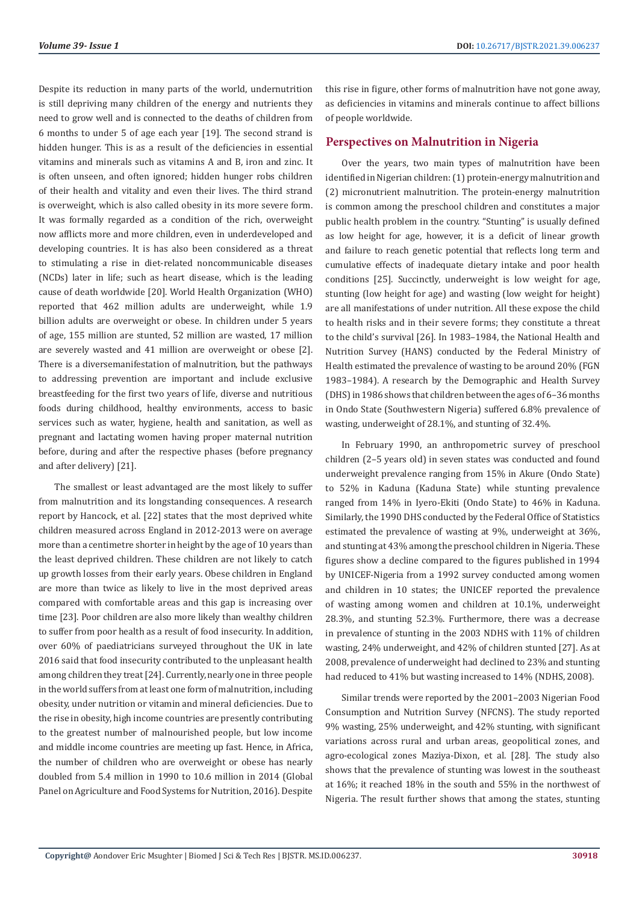Despite its reduction in many parts of the world, undernutrition is still depriving many children of the energy and nutrients they need to grow well and is connected to the deaths of children from 6 months to under 5 of age each year [19]. The second strand is hidden hunger. This is as a result of the deficiencies in essential vitamins and minerals such as vitamins A and B, iron and zinc. It is often unseen, and often ignored; hidden hunger robs children of their health and vitality and even their lives. The third strand is overweight, which is also called obesity in its more severe form. It was formally regarded as a condition of the rich, overweight now afflicts more and more children, even in underdeveloped and developing countries. It is has also been considered as a threat to stimulating a rise in diet-related noncommunicable diseases (NCDs) later in life; such as heart disease, which is the leading cause of death worldwide [20]. World Health Organization (WHO) reported that 462 million adults are underweight, while 1.9 billion adults are overweight or obese. In children under 5 years of age, 155 million are stunted, 52 million are wasted, 17 million are severely wasted and 41 million are overweight or obese [2]. There is a diversemanifestation of malnutrition, but the pathways to addressing prevention are important and include exclusive breastfeeding for the first two years of life, diverse and nutritious foods during childhood, healthy environments, access to basic services such as water, hygiene, health and sanitation, as well as pregnant and lactating women having proper maternal nutrition before, during and after the respective phases (before pregnancy and after delivery) [21].

The smallest or least advantaged are the most likely to suffer from malnutrition and its longstanding consequences. A research report by Hancock, et al. [22] states that the most deprived white children measured across England in 2012-2013 were on average more than a centimetre shorter in height by the age of 10 years than the least deprived children. These children are not likely to catch up growth losses from their early years. Obese children in England are more than twice as likely to live in the most deprived areas compared with comfortable areas and this gap is increasing over time [23]. Poor children are also more likely than wealthy children to suffer from poor health as a result of food insecurity. In addition, over 60% of paediatricians surveyed throughout the UK in late 2016 said that food insecurity contributed to the unpleasant health among children they treat [24]. Currently, nearly one in three people in the world suffers from at least one form of malnutrition, including obesity, under nutrition or vitamin and mineral deficiencies. Due to the rise in obesity, high income countries are presently contributing to the greatest number of malnourished people, but low income and middle income countries are meeting up fast. Hence, in Africa, the number of children who are overweight or obese has nearly doubled from 5.4 million in 1990 to 10.6 million in 2014 (Global Panel on Agriculture and Food Systems for Nutrition, 2016). Despite this rise in figure, other forms of malnutrition have not gone away, as deficiencies in vitamins and minerals continue to affect billions of people worldwide.

## Perspectives on Malnutrition in Nigeria

Over the years, two main types of malnutrition have been identified in Nigerian children: (1) protein-energy malnutrition and (2) micronutrient malnutrition. The protein-energy malnutrition is common among the preschool children and constitutes a major public health problem in the country. "Stunting" is usually defined as low height for age, however, it is a deficit of linear growth and failure to reach genetic potential that reflects long term and cumulative effects of inadequate dietary intake and poor health conditions [25]. Succinctly, underweight is low weight for age, stunting (low height for age) and wasting (low weight for height) are all manifestations of under nutrition. All these expose the child to health risks and in their severe forms; they constitute a threat to the child's survival [26]. In 1983–1984, the National Health and Nutrition Survey (HANS) conducted by the Federal Ministry of Health estimated the prevalence of wasting to be around 20% (FGN 1983–1984). A research by the Demographic and Health Survey (DHS) in 1986 shows that children between the ages of 6–36 months in Ondo State (Southwestern Nigeria) suffered 6.8% prevalence of wasting, underweight of 28.1%, and stunting of 32.4%.

In February 1990, an anthropometric survey of preschool children (2–5 years old) in seven states was conducted and found underweight prevalence ranging from 15% in Akure (Ondo State) to 52% in Kaduna (Kaduna State) while stunting prevalence ranged from 14% in Iyero-Ekiti (Ondo State) to 46% in Kaduna. Similarly, the 1990 DHS conducted by the Federal Office of Statistics estimated the prevalence of wasting at 9%, underweight at 36%, and stunting at 43% among the preschool children in Nigeria. These figures show a decline compared to the figures published in 1994 by UNICEF-Nigeria from a 1992 survey conducted among women and children in 10 states; the UNICEF reported the prevalence of wasting among women and children at 10.1%, underweight 28.3%, and stunting 52.3%. Furthermore, there was a decrease in prevalence of stunting in the 2003 NDHS with 11% of children wasting, 24% underweight, and 42% of children stunted [27]. As at 2008, prevalence of underweight had declined to 23% and stunting had reduced to 41% but wasting increased to 14% (NDHS, 2008).

Similar trends were reported by the 2001–2003 Nigerian Food Consumption and Nutrition Survey (NFCNS). The study reported 9% wasting, 25% underweight, and 42% stunting, with significant variations across rural and urban areas, geopolitical zones, and agro-ecological zones Maziya-Dixon, et al. [28]. The study also shows that the prevalence of stunting was lowest in the southeast at 16%; it reached 18% in the south and 55% in the northwest of Nigeria. The result further shows that among the states, stunting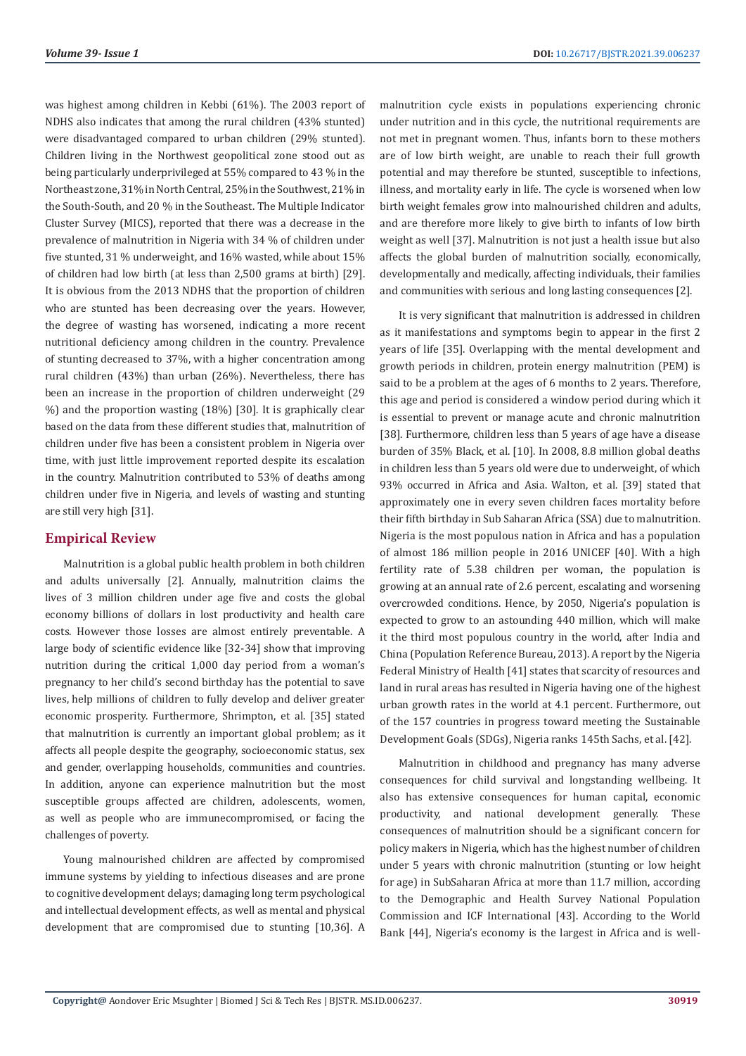was highest among children in Kebbi (61%). The 2003 report of NDHS also indicates that among the rural children (43% stunted) were disadvantaged compared to urban children (29% stunted). Children living in the Northwest geopolitical zone stood out as being particularly underprivileged at 55% compared to 43 % in the Northeast zone, 31% in North Central, 25% in the Southwest, 21% in the South-South, and 20 % in the Southeast. The Multiple Indicator Cluster Survey (MICS), reported that there was a decrease in the prevalence of malnutrition in Nigeria with 34 % of children under five stunted, 31 % underweight, and 16% wasted, while about 15% of children had low birth (at less than 2,500 grams at birth) [29]. It is obvious from the 2013 NDHS that the proportion of children who are stunted has been decreasing over the years. However, the degree of wasting has worsened, indicating a more recent nutritional deficiency among children in the country. Prevalence of stunting decreased to 37%, with a higher concentration among rural children (43%) than urban (26%). Nevertheless, there has been an increase in the proportion of children underweight (29 %) and the proportion wasting (18%) [30]. It is graphically clear based on the data from these different studies that, malnutrition of children under five has been a consistent problem in Nigeria over time, with just little improvement reported despite its escalation in the country. Malnutrition contributed to 53% of deaths among children under five in Nigeria, and levels of wasting and stunting are still very high [31].

## Empirical Review

Malnutrition is a global public health problem in both children and adults universally [2]. Annually, malnutrition claims the lives of 3 million children under age five and costs the global economy billions of dollars in lost productivity and health care costs. However those losses are almost entirely preventable. A large body of scientific evidence like [32-34] show that improving nutrition during the critical 1,000 day period from a woman's pregnancy to her child's second birthday has the potential to save lives, help millions of children to fully develop and deliver greater economic prosperity. Furthermore, Shrimpton, et al. [35] stated that malnutrition is currently an important global problem; as it affects all people despite the geography, socioeconomic status, sex and gender, overlapping households, communities and countries. In addition, anyone can experience malnutrition but the most susceptible groups affected are children, adolescents, women, as well as people who are immunecompromised, or facing the challenges of poverty.

Young malnourished children are affected by compromised immune systems by yielding to infectious diseases and are prone to cognitive development delays; damaging long term psychological and intellectual development effects, as well as mental and physical development that are compromised due to stunting [10,36]. A malnutrition cycle exists in populations experiencing chronic under nutrition and in this cycle, the nutritional requirements are not met in pregnant women. Thus, infants born to these mothers are of low birth weight, are unable to reach their full growth potential and may therefore be stunted, susceptible to infections, illness, and mortality early in life. The cycle is worsened when low birth weight females grow into malnourished children and adults, and are therefore more likely to give birth to infants of low birth weight as well [37]. Malnutrition is not just a health issue but also affects the global burden of malnutrition socially, economically, developmentally and medically, affecting individuals, their families and communities with serious and long lasting consequences [2].

It is very significant that malnutrition is addressed in children as it manifestations and symptoms begin to appear in the first 2 years of life [35]. Overlapping with the mental development and growth periods in children, protein energy malnutrition (PEM) is said to be a problem at the ages of 6 months to 2 years. Therefore, this age and period is considered a window period during which it is essential to prevent or manage acute and chronic malnutrition [38]. Furthermore, children less than 5 years of age have a disease burden of 35% Black, et al. [10]. In 2008, 8.8 million global deaths in children less than 5 years old were due to underweight, of which 93% occurred in Africa and Asia. Walton, et al. [39] stated that approximately one in every seven children faces mortality before their fifth birthday in Sub Saharan Africa (SSA) due to malnutrition. Nigeria is the most populous nation in Africa and has a population of almost 186 million people in 2016 UNICEF [40]. With a high fertility rate of 5.38 children per woman, the population is growing at an annual rate of 2.6 percent, escalating and worsening overcrowded conditions. Hence, by 2050, Nigeria's population is expected to grow to an astounding 440 million, which will make it the third most populous country in the world, after India and China (Population Reference Bureau, 2013). A report by the Nigeria Federal Ministry of Health [41] states that scarcity of resources and land in rural areas has resulted in Nigeria having one of the highest urban growth rates in the world at 4.1 percent. Furthermore, out of the 157 countries in progress toward meeting the Sustainable Development Goals (SDGs), Nigeria ranks 145th Sachs, et al. [42].

Malnutrition in childhood and pregnancy has many adverse consequences for child survival and longstanding wellbeing. It also has extensive consequences for human capital, economic productivity, and national development generally. These consequences of malnutrition should be a significant concern for policy makers in Nigeria, which has the highest number of children under 5 years with chronic malnutrition (stunting or low height for age) in SubSaharan Africa at more than 11.7 million, according to the Demographic and Health Survey National Population Commission and ICF International [43]. According to the World Bank [44], Nigeria's economy is the largest in Africa and is well-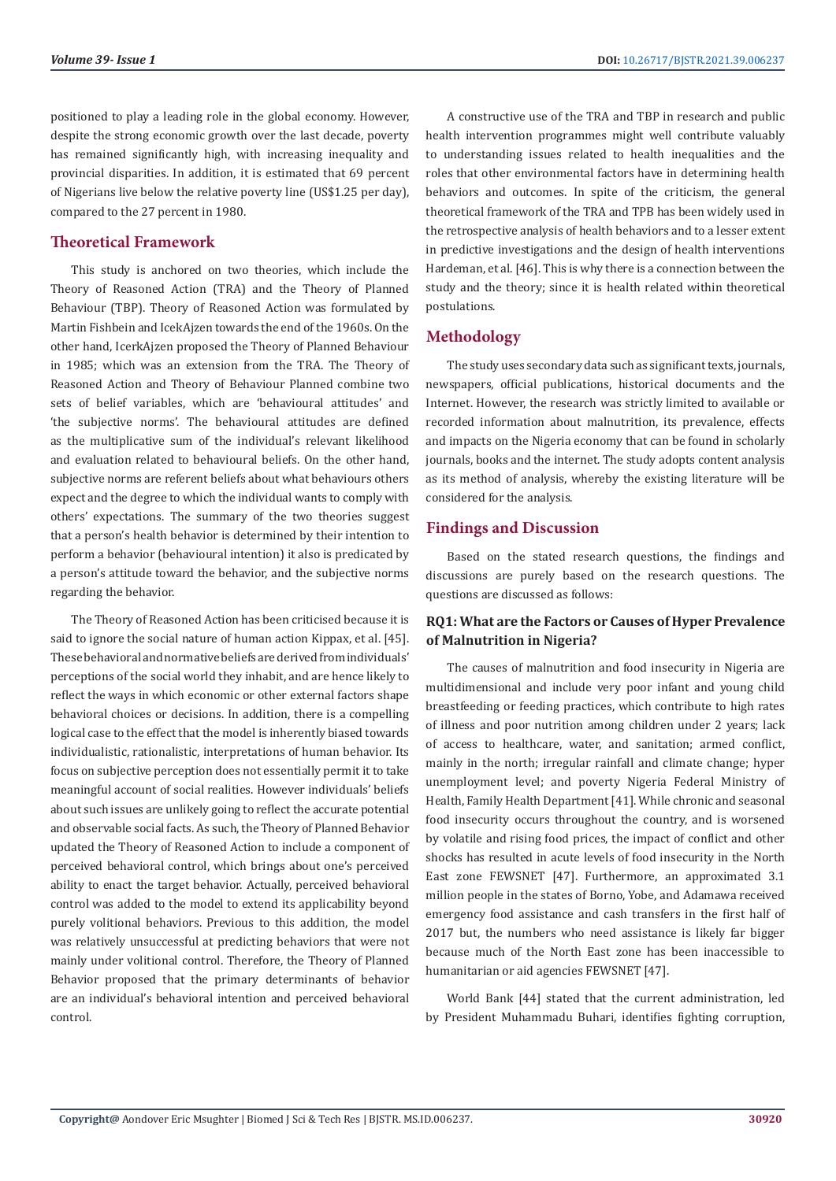positioned to play a leading role in the global economy. However, despite the strong economic growth over the last decade, poverty has remained significantly high, with increasing inequality and provincial disparities. In addition, it is estimated that 69 percent of Nigerians live below the relative poverty line (US$1.25 per day), compared to the 27 percent in 1980.

## Theoretical Framework

This study is anchored on two theories, which include the Theory of Reasoned Action (TRA) and the Theory of Planned Behaviour (TBP). Theory of Reasoned Action was formulated by Martin Fishbein and IcekAjzen towards the end of the 1960s. On the other hand, IcerkAjzen proposed the Theory of Planned Behaviour in 1985; which was an extension from the TRA. The Theory of Reasoned Action and Theory of Behaviour Planned combine two sets of belief variables, which are 'behavioural attitudes' and 'the subjective norms'. The behavioural attitudes are defined as the multiplicative sum of the individual's relevant likelihood and evaluation related to behavioural beliefs. On the other hand, subjective norms are referent beliefs about what behaviours others expect and the degree to which the individual wants to comply with others' expectations. The summary of the two theories suggest that a person's health behavior is determined by their intention to perform a behavior (behavioural intention) it also is predicated by a person's attitude toward the behavior, and the subjective norms regarding the behavior.

The Theory of Reasoned Action has been criticised because it is said to ignore the social nature of human action Kippax, et al. [45]. These behavioral and normative beliefs are derived from individuals' perceptions of the social world they inhabit, and are hence likely to reflect the ways in which economic or other external factors shape behavioral choices or decisions. In addition, there is a compelling logical case to the effect that the model is inherently biased towards individualistic, rationalistic, interpretations of human behavior. Its focus on subjective perception does not essentially permit it to take meaningful account of social realities. However individuals' beliefs about such issues are unlikely going to reflect the accurate potential and observable social facts. As such, the Theory of Planned Behavior updated the Theory of Reasoned Action to include a component of perceived behavioral control, which brings about one's perceived ability to enact the target behavior. Actually, perceived behavioral control was added to the model to extend its applicability beyond purely volitional behaviors. Previous to this addition, the model was relatively unsuccessful at predicting behaviors that were not mainly under volitional control. Therefore, the Theory of Planned Behavior proposed that the primary determinants of behavior are an individual's behavioral intention and perceived behavioral control.

A constructive use of the TRA and TBP in research and public health intervention programmes might well contribute valuably to understanding issues related to health inequalities and the roles that other environmental factors have in determining health behaviors and outcomes. In spite of the criticism, the general theoretical framework of the TRA and TPB has been widely used in the retrospective analysis of health behaviors and to a lesser extent in predictive investigations and the design of health interventions Hardeman, et al. [46]. This is why there is a connection between the study and the theory; since it is health related within theoretical postulations.

## Methodology

The study uses secondary data such as significant texts, journals, newspapers, official publications, historical documents and the Internet. However, the research was strictly limited to available or recorded information about malnutrition, its prevalence, effects and impacts on the Nigeria economy that can be found in scholarly journals, books and the internet. The study adopts content analysis as its method of analysis, whereby the existing literature will be considered for the analysis.

## Findings and Discussion

Based on the stated research questions, the findings and discussions are purely based on the research questions. The questions are discussed as follows:

### RQ1: What are the Factors or Causes of Hyper Prevalence of Malnutrition in Nigeria?

The causes of malnutrition and food insecurity in Nigeria are multidimensional and include very poor infant and young child breastfeeding or feeding practices, which contribute to high rates of illness and poor nutrition among children under 2 years; lack of access to healthcare, water, and sanitation; armed conflict, mainly in the north; irregular rainfall and climate change; hyper unemployment level; and poverty Nigeria Federal Ministry of Health, Family Health Department [41]. While chronic and seasonal food insecurity occurs throughout the country, and is worsened by volatile and rising food prices, the impact of conflict and other shocks has resulted in acute levels of food insecurity in the North East zone FEWSNET [47]. Furthermore, an approximated 3.1 million people in the states of Borno, Yobe, and Adamawa received emergency food assistance and cash transfers in the first half of 2017 but, the numbers who need assistance is likely far bigger because much of the North East zone has been inaccessible to humanitarian or aid agencies FEWSNET [47].

World Bank [44] stated that the current administration, led by President Muhammadu Buhari, identifies fighting corruption,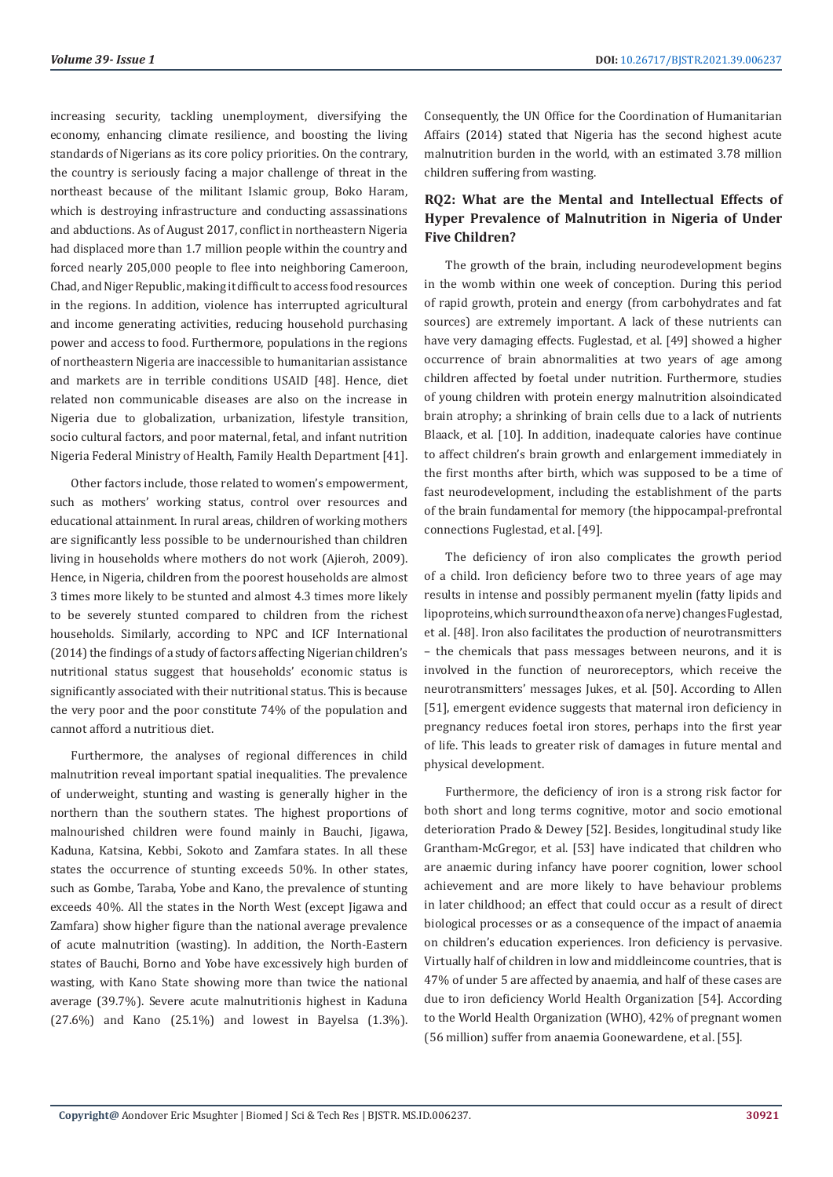increasing security, tackling unemployment, diversifying the economy, enhancing climate resilience, and boosting the living standards of Nigerians as its core policy priorities. On the contrary, the country is seriously facing a major challenge of threat in the northeast because of the militant Islamic group, Boko Haram, which is destroying infrastructure and conducting assassinations and abductions. As of August 2017, conflict in northeastern Nigeria had displaced more than 1.7 million people within the country and forced nearly 205,000 people to flee into neighboring Cameroon, Chad, and Niger Republic, making it difficult to access food resources in the regions. In addition, violence has interrupted agricultural and income generating activities, reducing household purchasing power and access to food. Furthermore, populations in the regions of northeastern Nigeria are inaccessible to humanitarian assistance and markets are in terrible conditions USAID [48]. Hence, diet related non communicable diseases are also on the increase in Nigeria due to globalization, urbanization, lifestyle transition, socio cultural factors, and poor maternal, fetal, and infant nutrition Nigeria Federal Ministry of Health, Family Health Department [41].

Other factors include, those related to women's empowerment, such as mothers' working status, control over resources and educational attainment. In rural areas, children of working mothers are significantly less possible to be undernourished than children living in households where mothers do not work (Ajieroh, 2009). Hence, in Nigeria, children from the poorest households are almost 3 times more likely to be stunted and almost 4.3 times more likely to be severely stunted compared to children from the richest households. Similarly, according to NPC and ICF International (2014) the findings of a study of factors affecting Nigerian children's nutritional status suggest that households' economic status is significantly associated with their nutritional status. This is because the very poor and the poor constitute 74% of the population and cannot afford a nutritious diet.

Furthermore, the analyses of regional differences in child malnutrition reveal important spatial inequalities. The prevalence of underweight, stunting and wasting is generally higher in the northern than the southern states. The highest proportions of malnourished children were found mainly in Bauchi, Jigawa, Kaduna, Katsina, Kebbi, Sokoto and Zamfara states. In all these states the occurrence of stunting exceeds 50%. In other states, such as Gombe, Taraba, Yobe and Kano, the prevalence of stunting exceeds 40%. All the states in the North West (except Jigawa and Zamfara) show higher figure than the national average prevalence of acute malnutrition (wasting). In addition, the North-Eastern states of Bauchi, Borno and Yobe have excessively high burden of wasting, with Kano State showing more than twice the national average (39.7%). Severe acute malnutritionis highest in Kaduna (27.6%) and Kano (25.1%) and lowest in Bayelsa (1.3%). Consequently, the UN Office for the Coordination of Humanitarian Affairs (2014) stated that Nigeria has the second highest acute malnutrition burden in the world, with an estimated 3.78 million children suffering from wasting.

## RQ2: What are the Mental and Intellectual Effects of Hyper Prevalence of Malnutrition in Nigeria of Under Five Children?

The growth of the brain, including neurodevelopment begins in the womb within one week of conception. During this period of rapid growth, protein and energy (from carbohydrates and fat sources) are extremely important. A lack of these nutrients can have very damaging effects. Fuglestad, et al. [49] showed a higher occurrence of brain abnormalities at two years of age among children affected by foetal under nutrition. Furthermore, studies of young children with protein energy malnutrition alsoindicated brain atrophy; a shrinking of brain cells due to a lack of nutrients Blaack, et al. [10]. In addition, inadequate calories have continue to affect children's brain growth and enlargement immediately in the first months after birth, which was supposed to be a time of fast neurodevelopment, including the establishment of the parts of the brain fundamental for memory (the hippocampal-prefrontal connections Fuglestad, et al. [49].

The deficiency of iron also complicates the growth period of a child. Iron deficiency before two to three years of age may results in intense and possibly permanent myelin (fatty lipids and lipoproteins, which surround the axon of a nerve) changes Fuglestad, et al. [48]. Iron also facilitates the production of neurotransmitters – the chemicals that pass messages between neurons, and it is involved in the function of neuroreceptors, which receive the neurotransmitters' messages Jukes, et al. [50]. According to Allen [51], emergent evidence suggests that maternal iron deficiency in pregnancy reduces foetal iron stores, perhaps into the first year of life. This leads to greater risk of damages in future mental and physical development.

Furthermore, the deficiency of iron is a strong risk factor for both short and long terms cognitive, motor and socio emotional deterioration Prado & Dewey [52]. Besides, longitudinal study like Grantham-McGregor, et al. [53] have indicated that children who are anaemic during infancy have poorer cognition, lower school achievement and are more likely to have behaviour problems in later childhood; an effect that could occur as a result of direct biological processes or as a consequence of the impact of anaemia on children's education experiences. Iron deficiency is pervasive. Virtually half of children in low and middleincome countries, that is 47% of under 5 are affected by anaemia, and half of these cases are due to iron deficiency World Health Organization [54]. According to the World Health Organization (WHO), 42% of pregnant women (56 million) suffer from anaemia Goonewardene, et al. [55].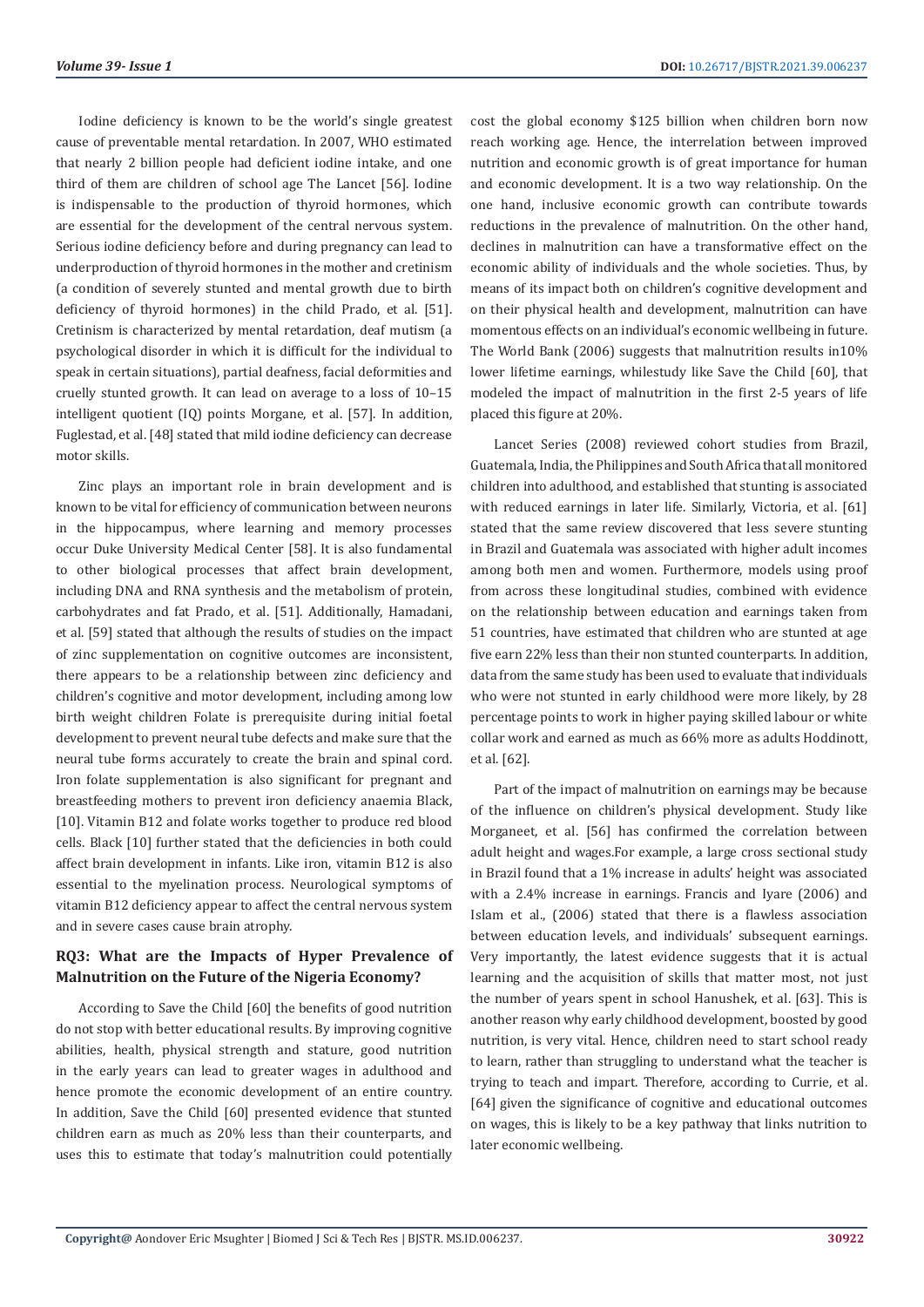Iodine deficiency is known to be the world's single greatest cause of preventable mental retardation. In 2007, WHO estimated that nearly 2 billion people had deficient iodine intake, and one third of them are children of school age The Lancet [56]. Iodine is indispensable to the production of thyroid hormones, which are essential for the development of the central nervous system. Serious iodine deficiency before and during pregnancy can lead to underproduction of thyroid hormones in the mother and cretinism (a condition of severely stunted and mental growth due to birth deficiency of thyroid hormones) in the child Prado, et al. [51]. Cretinism is characterized by mental retardation, deaf mutism (a psychological disorder in which it is difficult for the individual to speak in certain situations), partial deafness, facial deformities and cruelly stunted growth. It can lead on average to a loss of 10–15 intelligent quotient (IQ) points Morgane, et al. [57]. In addition, Fuglestad, et al. [48] stated that mild iodine deficiency can decrease motor skills.

Zinc plays an important role in brain development and is known to be vital for efficiency of communication between neurons in the hippocampus, where learning and memory processes occur Duke University Medical Center [58]. It is also fundamental to other biological processes that affect brain development, including DNA and RNA synthesis and the metabolism of protein, carbohydrates and fat Prado, et al. [51]. Additionally, Hamadani, et al. [59] stated that although the results of studies on the impact of zinc supplementation on cognitive outcomes are inconsistent, there appears to be a relationship between zinc deficiency and children's cognitive and motor development, including among low birth weight children Folate is prerequisite during initial foetal development to prevent neural tube defects and make sure that the neural tube forms accurately to create the brain and spinal cord. Iron folate supplementation is also significant for pregnant and breastfeeding mothers to prevent iron deficiency anaemia Black, [10]. Vitamin B12 and folate works together to produce red blood cells. Black [10] further stated that the deficiencies in both could affect brain development in infants. Like iron, vitamin B12 is also essential to the myelination process. Neurological symptoms of vitamin B12 deficiency appear to affect the central nervous system and in severe cases cause brain atrophy.

## RQ3: What are the Impacts of Hyper Prevalence of Malnutrition on the Future of the Nigeria Economy?

According to Save the Child [60] the benefits of good nutrition do not stop with better educational results. By improving cognitive abilities, health, physical strength and stature, good nutrition in the early years can lead to greater wages in adulthood and hence promote the economic development of an entire country. In addition, Save the Child [60] presented evidence that stunted children earn as much as 20% less than their counterparts, and uses this to estimate that today's malnutrition could potentially cost the global economy $125 billion when children born now reach working age. Hence, the interrelation between improved nutrition and economic growth is of great importance for human and economic development. It is a two way relationship. On the one hand, inclusive economic growth can contribute towards reductions in the prevalence of malnutrition. On the other hand, declines in malnutrition can have a transformative effect on the economic ability of individuals and the whole societies. Thus, by means of its impact both on children's cognitive development and on their physical health and development, malnutrition can have momentous effects on an individual's economic wellbeing in future. The World Bank (2006) suggests that malnutrition results in10% lower lifetime earnings, whilestudy like Save the Child [60], that modeled the impact of malnutrition in the first 2-5 years of life placed this figure at 20%.

Lancet Series (2008) reviewed cohort studies from Brazil, Guatemala, India, the Philippines and South Africa that all monitored children into adulthood, and established that stunting is associated with reduced earnings in later life. Similarly, Victoria, et al. [61] stated that the same review discovered that less severe stunting in Brazil and Guatemala was associated with higher adult incomes among both men and women. Furthermore, models using proof from across these longitudinal studies, combined with evidence on the relationship between education and earnings taken from 51 countries, have estimated that children who are stunted at age five earn 22% less than their non stunted counterparts. In addition, data from the same study has been used to evaluate that individuals who were not stunted in early childhood were more likely, by 28 percentage points to work in higher paying skilled labour or white collar work and earned as much as 66% more as adults Hoddinott, et al. [62].

Part of the impact of malnutrition on earnings may be because of the influence on children's physical development. Study like Morganeet, et al. [56] has confirmed the correlation between adult height and wages.For example, a large cross sectional study in Brazil found that a 1% increase in adults' height was associated with a 2.4% increase in earnings. Francis and Iyare (2006) and Islam et al., (2006) stated that there is a flawless association between education levels, and individuals' subsequent earnings. Very importantly, the latest evidence suggests that it is actual learning and the acquisition of skills that matter most, not just the number of years spent in school Hanushek, et al. [63]. This is another reason why early childhood development, boosted by good nutrition, is very vital. Hence, children need to start school ready to learn, rather than struggling to understand what the teacher is trying to teach and impart. Therefore, according to Currie, et al. [64] given the significance of cognitive and educational outcomes on wages, this is likely to be a key pathway that links nutrition to later economic wellbeing.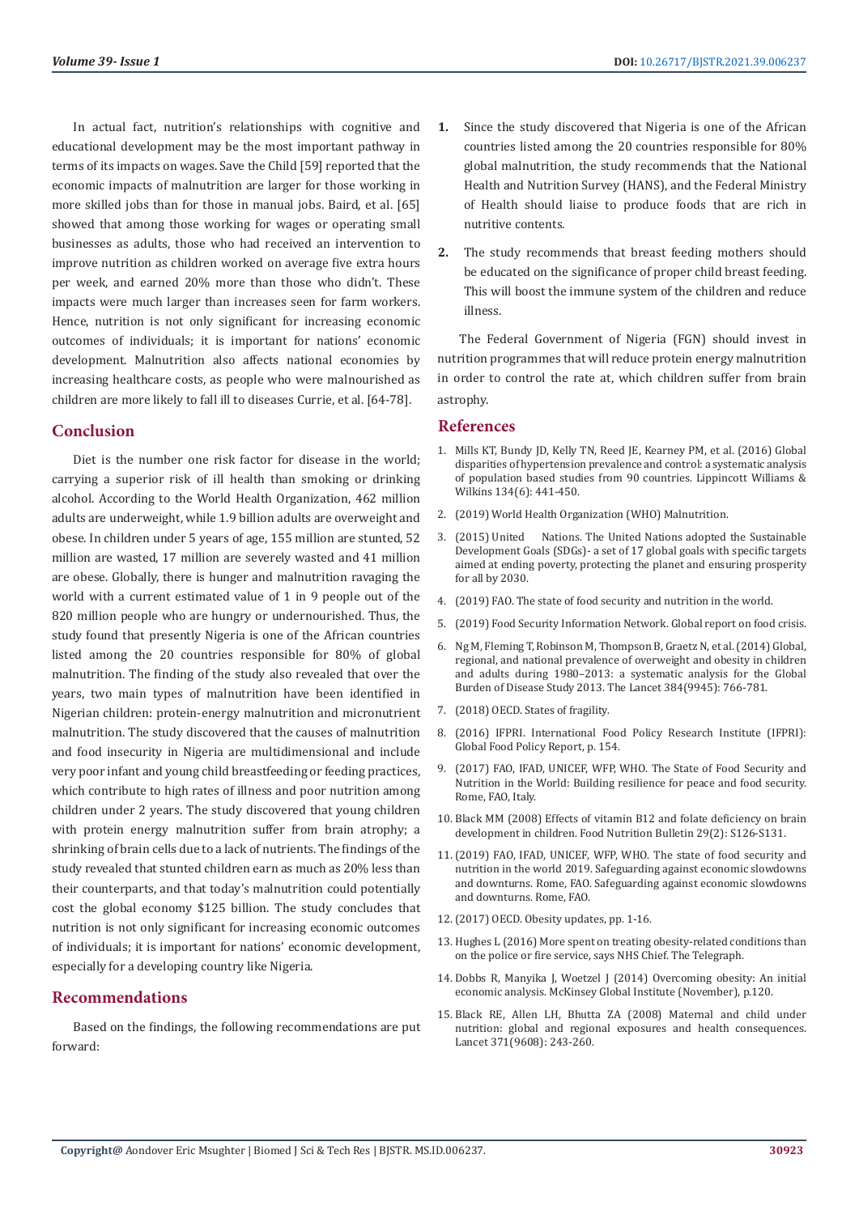In actual fact, nutrition's relationships with cognitive and educational development may be the most important pathway in terms of its impacts on wages. Save the Child [59] reported that the economic impacts of malnutrition are larger for those working in more skilled jobs than for those in manual jobs. Baird, et al. [65] showed that among those working for wages or operating small businesses as adults, those who had received an intervention to improve nutrition as children worked on average five extra hours per week, and earned 20% more than those who didn't. These impacts were much larger than increases seen for farm workers. Hence, nutrition is not only significant for increasing economic outcomes of individuals; it is important for nations' economic development. Malnutrition also affects national economies by increasing healthcare costs, as people who were malnourished as children are more likely to fall ill to diseases Currie, et al. [64-78].

## Conclusion

Diet is the number one risk factor for disease in the world; carrying a superior risk of ill health than smoking or drinking alcohol. According to the World Health Organization, 462 million adults are underweight, while 1.9 billion adults are overweight and obese. In children under 5 years of age, 155 million are stunted, 52 million are wasted, 17 million are severely wasted and 41 million are obese. Globally, there is hunger and malnutrition ravaging the world with a current estimated value of 1 in 9 people out of the 820 million people who are hungry or undernourished. Thus, the study found that presently Nigeria is one of the African countries listed among the 20 countries responsible for 80% of global malnutrition. The finding of the study also revealed that over the years, two main types of malnutrition have been identified in Nigerian children: protein-energy malnutrition and micronutrient malnutrition. The study discovered that the causes of malnutrition and food insecurity in Nigeria are multidimensional and include very poor infant and young child breastfeeding or feeding practices, which contribute to high rates of illness and poor nutrition among children under 2 years. The study discovered that young children with protein energy malnutrition suffer from brain atrophy; a shrinking of brain cells due to a lack of nutrients. The findings of the study revealed that stunted children earn as much as 20% less than their counterparts, and that today's malnutrition could potentially cost the global economy $125 billion. The study concludes that nutrition is not only significant for increasing economic outcomes of individuals; it is important for nations' economic development, especially for a developing country like Nigeria.

## Recommendations

Based on the findings, the following recommendations are put forward:

1. Since the study discovered that Nigeria is one of the African countries listed among the 20 countries responsible for 80% global malnutrition, the study recommends that the National Health and Nutrition Survey (HANS), and the Federal Ministry of Health should liaise to produce foods that are rich in nutritive contents.
2. The study recommends that breast feeding mothers should be educated on the significance of proper child breast feeding. This will boost the immune system of the children and reduce illness.

The Federal Government of Nigeria (FGN) should invest in nutrition programmes that will reduce protein energy malnutrition in order to control the rate at, which children suffer from brain astrophy.

## References

1. Mills KT, Bundy JD, Kelly TN, Reed JE, Kearney PM, et al. (2016) Global disparities of hypertension prevalence and control: a systematic analysis of population based studies from 90 countries. Lippincott Williams & Wilkins 134(6): 441-450.
2. (2019) World Health Organization (WHO) Malnutrition.
3. (2015) United Nations. The United Nations adopted the Sustainable Development Goals (SDGs)- a set of 17 global goals with specific targets aimed at ending poverty, protecting the planet and ensuring prosperity for all by 2030.
4. (2019) FAO. The state of food security and nutrition in the world.
5. (2019) Food Security Information Network. Global report on food crisis.
6. Ng M, Fleming T, Robinson M, Thompson B, Graetz N, et al. (2014) Global, regional, and national prevalence of overweight and obesity in children and adults during 1980–2013: a systematic analysis for the Global Burden of Disease Study 2013. The Lancet 384(9945): 766-781.
7. (2018) OECD. States of fragility.
8. (2016) IFPRI. International Food Policy Research Institute (IFPRI): Global Food Policy Report, p. 154.
9. (2017) FAO, IFAD, UNICEF, WFP, WHO. The State of Food Security and Nutrition in the World: Building resilience for peace and food security. Rome, FAO, Italy.
10. Black MM (2008) Effects of vitamin B12 and folate deficiency on brain development in children. Food Nutrition Bulletin 29(2): S126-S131.
11. (2019) FAO, IFAD, UNICEF, WFP, WHO. The state of food security and nutrition in the world 2019. Safeguarding against economic slowdowns and downturns. Rome, FAO. Safeguarding against economic slowdowns and downturns. Rome, FAO.
12. (2017) OECD. Obesity updates, pp. 1-16.
13. Hughes L (2016) More spent on treating obesity-related conditions than on the police or fire service, says NHS Chief. The Telegraph.
14. Dobbs R, Manyika J, Woetzel J (2014) Overcoming obesity: An initial economic analysis. McKinsey Global Institute (November), p.120.
15. Black RE, Allen LH, Bhutta ZA (2008) Maternal and child under nutrition: global and regional exposures and health consequences. Lancet 371(9608): 243-260.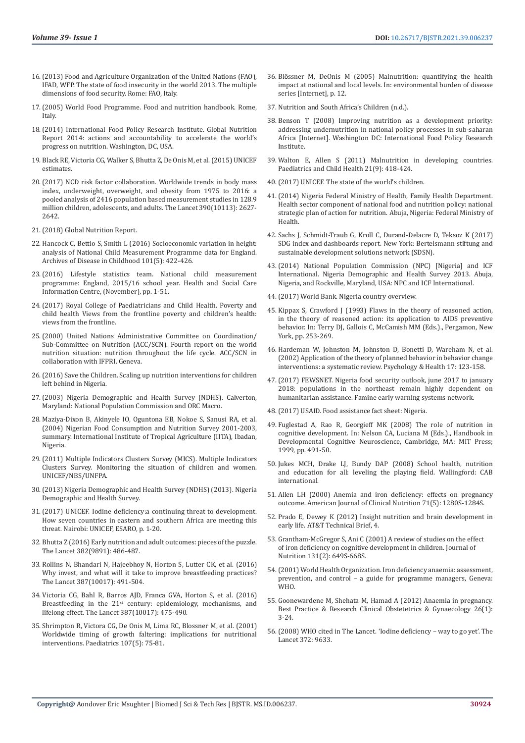16. (2013) Food and Agriculture Organization of the United Nations (FAO), IFAD, WFP. The state of food insecurity in the world 2013. The multiple dimensions of food security. Rome: FAO, Italy.
17. (2005) World Food Programme. Food and nutrition handbook. Rome, Italy.
18. (2014) International Food Policy Research Institute. Global Nutrition Report 2014: actions and accountability to accelerate the world's progress on nutrition. Washington, DC, USA.
19. Black RE, Victoria CG, Walker S, Bhutta Z, De Onis M, et al. (2015) UNICEF estimates.
20. (2017) NCD risk factor collaboration. Worldwide trends in body mass index, underweight, overweight, and obesity from 1975 to 2016: a pooled analysis of 2416 population based measurement studies in 128.9 million children, adolescents, and adults. The Lancet 390(10113): 2627-2642.
21. (2018) Global Nutrition Report.
22. Hancock C, Bettio S, Smith L (2016) Socioeconomic variation in height: analysis of National Child Measurement Programme data for England. Archives of Disease in Childhood 101(5): 422-426.
23. (2016) Lifestyle statistics team. National child measurement programme: England, 2015/16 school year. Health and Social Care Information Centre, (November), pp. 1-51.
24. (2017) Royal College of Paediatricians and Child Health. Poverty and child health Views from the frontline poverty and children's health: views from the frontline.
25. (2000) United Nations Administrative Committee on Coordination/ Sub-Committee on Nutrition (ACC/SCN). Fourth report on the world nutrition situation: nutrition throughout the life cycle. ACC/SCN in collaboration with IFPRI. Geneva.
26. (2016) Save the Children. Scaling up nutrition interventions for children left behind in Nigeria.
27. (2003) Nigeria Demographic and Health Survey (NDHS). Calverton, Maryland: National Population Commission and ORC Macro.
28. Maziya-Dixon B, Akinyele IO, Oguntona EB, Nokoe S, Sanusi RA, et al. (2004) Nigerian Food Consumption and Nutrition Survey 2001-2003, summary. International Institute of Tropical Agriculture (IITA), Ibadan, Nigeria.
29. (2011) Multiple Indicators Clusters Survey (MICS). Multiple Indicators Clusters Survey. Monitoring the situation of children and women. UNICEF/NBS/UNFPA.
30. (2013) Nigeria Demographic and Health Survey (NDHS) (2013). Nigeria Demographic and Health Survey.
31. (2017) UNICEF. Iodine deficiency:a continuing threat to development. How seven countries in eastern and southern Africa are meeting this threat. Nairobi: UNICEF, ESARO, p. 1-20.
32. Bhutta Z (2016) Early nutrition and adult outcomes: pieces of the puzzle. The Lancet 382(9891): 486-487.
33. Rollins N, Bhandari N, Hajeebhoy N, Horton S, Lutter CK, et al. (2016) Why invest, and what will it take to improve breastfeeding practices? The Lancet 387(10017): 491-504.
34. Victoria CG, Bahl R, Barros AJD, Franca GVA, Horton S, et al. (2016) Breastfeeding in the 21st century: epidemiology, mechanisms, and lifelong effect. The Lancet 387(10017): 475-490.
35. Shrimpton R, Victora CG, De Onis M, Lima RC, Blossner M, et al. (2001) Worldwide timing of growth faltering: implications for nutritional interventions. Paediatrics 107(5): 75-81.
36. Blössner M, DeOnis M (2005) Malnutrition: quantifying the health impact at national and local levels. In: environmental burden of disease series [Internet], p. 12.
37. Nutrition and South Africa's Children (n.d.).
38. Benson T (2008) Improving nutrition as a development priority: addressing undernutrition in national policy processes in sub-saharan Africa [Internet]. Washington DC: International Food Policy Research Institute.
39. Walton E, Allen S (2011) Malnutrition in developing countries. Paediatrics and Child Health 21(9): 418-424.
40. (2017) UNICEF. The state of the world's children.
41. (2014) Nigeria Federal Ministry of Health, Family Health Department. Health sector component of national food and nutrition policy: national strategic plan of action for nutrition. Abuja, Nigeria: Federal Ministry of Health.
42. Sachs J, Schmidt-Traub G, Kroll C, Durand-Delacre D, Teksoz K (2017) SDG index and dashboards report. New York: Bertelsmann stiftung and sustainable development solutions network (SDSN).
43. (2014) National Population Commission (NPC) [Nigeria] and ICF International. Nigeria Demographic and Health Survey 2013. Abuja, Nigeria, and Rockville, Maryland, USA: NPC and ICF International.
44. (2017) World Bank. Nigeria country overview.
45. Kippax S, Crawford J (1993) Flaws in the theory of reasoned action, in the theory of reasoned action: its application to AIDS preventive behavior. In: Terry DJ, Gallois C, McCamish MM (Eds.)., Pergamon, New York, pp. 253-269.
46. Hardeman W, Johnston M, Johnston D, Bonetti D, Wareham N, et al. (2002) Application of the theory of planned behavior in behavior change interventions: a systematic review. Psychology & Health 17: 123-158.
47. (2017) FEWSNET. Nigeria food security outlook, june 2017 to january 2018: populations in the northeast remain highly dependent on humanitarian assistance. Famine early warning systems network.
48. (2017) USAID. Food assistance fact sheet: Nigeria.
49. Fuglestad A, Rao R, Georgieff MK (2008) The role of nutrition in cognitive development. In: Nelson CA, Luciana M (Eds.)., Handbook in Developmental Cognitive Neuroscience, Cambridge, MA: MIT Press; 1999, pp. 491-50.
50. Jukes MCH, Drake LJ, Bundy DAP (2008) School health, nutrition and education for all: leveling the playing field. Wallingford: CAB international.
51. Allen LH (2000) Anemia and iron deficiency: effects on pregnancy outcome. American Journal of Clinical Nutrition 71(5): 1280S-1284S.
52. Prado E, Dewey K (2012) Insight nutrition and brain development in early life. AT&T Technical Brief, 4.
53. Grantham-McGregor S, Ani C (2001) A review of studies on the effect of iron deficiency on cognitive development in children. Journal of Nutrition 131(2): 649S-668S.
54. (2001) World Health Organization. Iron deficiency anaemia: assessment, prevention, and control – a guide for programme managers, Geneva: WHO.
55. Goonewardene M, Shehata M, Hamad A (2012) Anaemia in pregnancy. Best Practice & Research Clinical Obstetetrics & Gynaecology 26(1): 3-24.
56. (2008) WHO cited in The Lancet. 'Iodine deficiency – way to go yet'. The Lancet 372: 9633.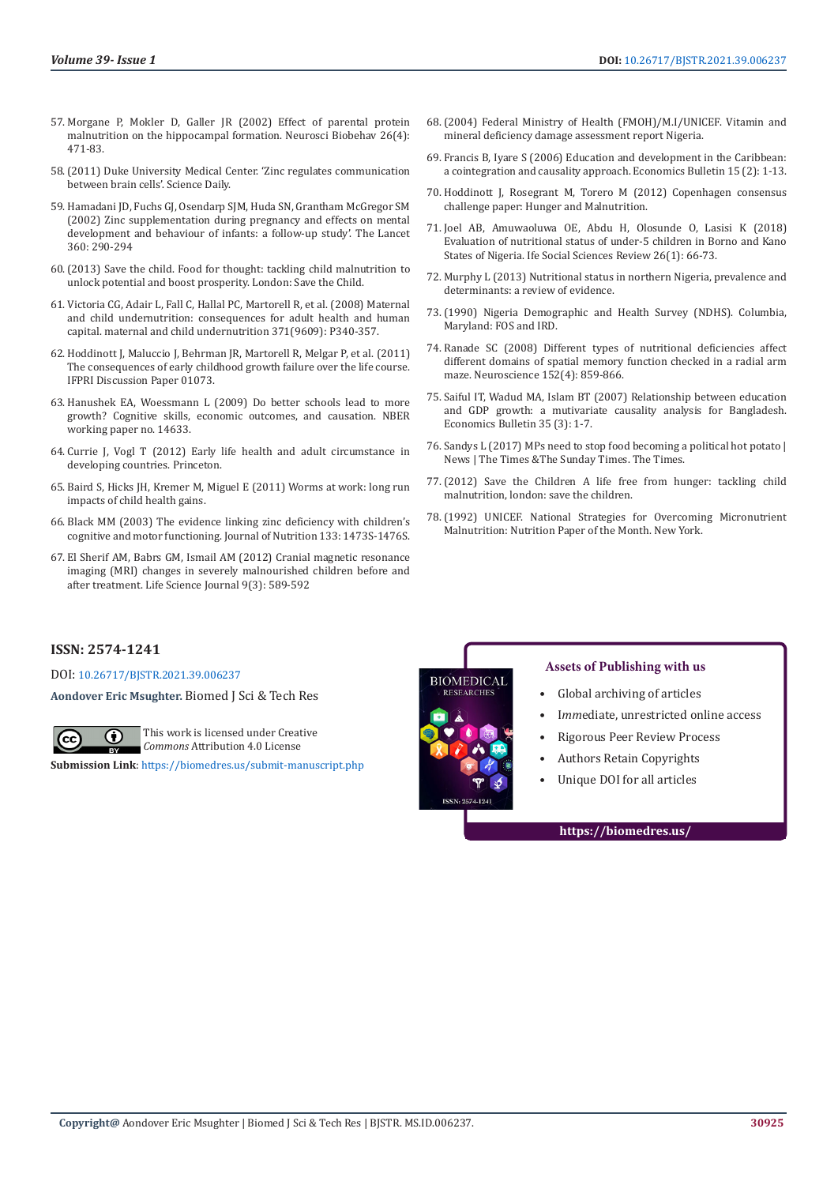57. Morgane P, Mokler D, Galler JR (2002) Effect of parental protein malnutrition on the hippocampal formation. Neurosci Biobehav 26(4): 471-83.
58. (2011) Duke University Medical Center. 'Zinc regulates communication between brain cells'. Science Daily.
59. Hamadani JD, Fuchs GJ, Osendarp SJM, Huda SN, Grantham McGregor SM (2002) Zinc supplementation during pregnancy and effects on mental development and behaviour of infants: a follow-up study'. The Lancet 360: 290-294
60. (2013) Save the child. Food for thought: tackling child malnutrition to unlock potential and boost prosperity. London: Save the Child.
61. Victoria CG, Adair L, Fall C, Hallal PC, Martorell R, et al. (2008) Maternal and child undernutrition: consequences for adult health and human capital. maternal and child undernutrition 371(9609): P340-357.
62. Hoddinott J, Maluccio J, Behrman JR, Martorell R, Melgar P, et al. (2011) The consequences of early childhood growth failure over the life course. IFPRI Discussion Paper 01073.
63. Hanushek EA, Woessmann L (2009) Do better schools lead to more growth? Cognitive skills, economic outcomes, and causation. NBER working paper no. 14633.
64. Currie J, Vogl T (2012) Early life health and adult circumstance in developing countries. Princeton.
65. Baird S, Hicks JH, Kremer M, Miguel E (2011) Worms at work: long run impacts of child health gains.
66. Black MM (2003) The evidence linking zinc deficiency with children's cognitive and motor functioning. Journal of Nutrition 133: 1473S-1476S.
67. El Sherif AM, Babrs GM, Ismail AM (2012) Cranial magnetic resonance imaging (MRI) changes in severely malnourished children before and after treatment. Life Science Journal 9(3): 589-592
68. (2004) Federal Ministry of Health (FMOH)/M.I/UNICEF. Vitamin and mineral deficiency damage assessment report Nigeria.
69. Francis B, Iyare S (2006) Education and development in the Caribbean: a cointegration and causality approach. Economics Bulletin 15 (2): 1-13.
70. Hoddinott J, Rosegrant M, Torero M (2012) Copenhagen consensus challenge paper: Hunger and Malnutrition.
71. Joel AB, Amuwaoluwa OE, Abdu H, Olosunde O, Lasisi K (2018) Evaluation of nutritional status of under-5 children in Borno and Kano States of Nigeria. Ife Social Sciences Review 26(1): 66-73.
72. Murphy L (2013) Nutritional status in northern Nigeria, prevalence and determinants: a review of evidence.
73. (1990) Nigeria Demographic and Health Survey (NDHS). Columbia, Maryland: FOS and IRD.
74. Ranade SC (2008) Different types of nutritional deficiencies affect different domains of spatial memory function checked in a radial arm maze. Neuroscience 152(4): 859-866.
75. Saiful IT, Wadud MA, Islam BT (2007) Relationship between education and GDP growth: a mutivariate causality analysis for Bangladesh. Economics Bulletin 35 (3): 1-7.
76. Sandys L (2017) MPs need to stop food becoming a political hot potato | News | The Times &The Sunday Times. The Times.
77. (2012) Save the Children A life free from hunger: tackling child malnutrition, london: save the children.
78. (1992) UNICEF. National Strategies for Overcoming Micronutrient Malnutrition: Nutrition Paper of the Month. New York.

**ISSN: 2574-1241**

DOI: 10.26717/BJSTR.2021.39.006237

**Aondover Eric Msughter.** Biomed J Sci & Tech Res

This work is licensed under Creative *Commons* Attribution 4.0 License

**Submission Link**: https://biomedres.us/submit-manuscript.php

**Assets of Publishing with us**

- Global archiving of articles
- Immediate, unrestricted online access
- Rigorous Peer Review Process
- Authors Retain Copyrights
- Unique DOI for all articles

**https://biomedres.us/**